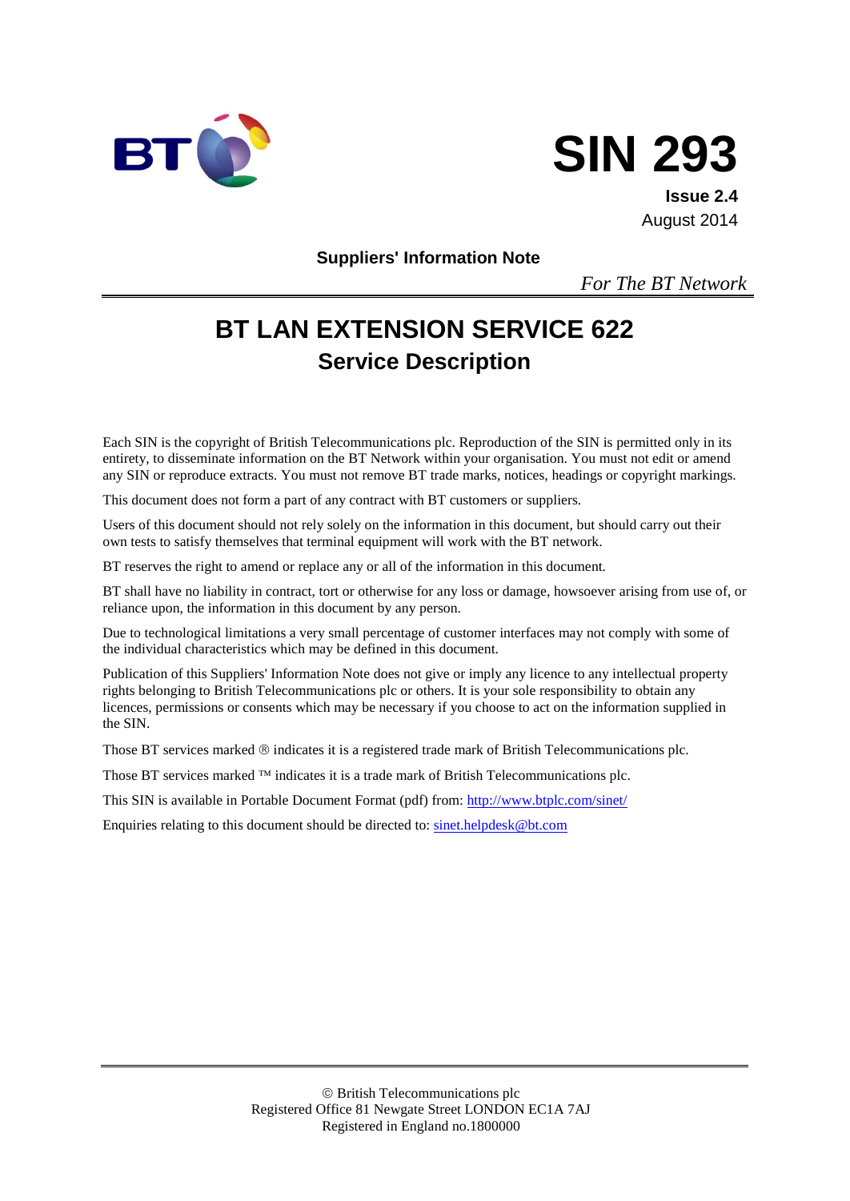# SIN 293

**Issue 2.4**
August 2014

**Suppliers' Information Note**

*For The BT Network*

# BT LAN EXTENSION SERVICE 622

## Service Description

Each SIN is the copyright of British Telecommunications plc. Reproduction of the SIN is permitted only in its entirety, to disseminate information on the BT Network within your organisation. You must not edit or amend any SIN or reproduce extracts. You must not remove BT trade marks, notices, headings or copyright markings.

This document does not form a part of any contract with BT customers or suppliers.

Users of this document should not rely solely on the information in this document, but should carry out their own tests to satisfy themselves that terminal equipment will work with the BT network.

BT reserves the right to amend or replace any or all of the information in this document.

BT shall have no liability in contract, tort or otherwise for any loss or damage, howsoever arising from use of, or reliance upon, the information in this document by any person.

Due to technological limitations a very small percentage of customer interfaces may not comply with some of the individual characteristics which may be defined in this document.

Publication of this Suppliers' Information Note does not give or imply any licence to any intellectual property rights belonging to British Telecommunications plc or others. It is your sole responsibility to obtain any licences, permissions or consents which may be necessary if you choose to act on the information supplied in the SIN.

Those BT services marked ® indicates it is a registered trade mark of British Telecommunications plc.

Those BT services marked ™ indicates it is a trade mark of British Telecommunications plc.

This SIN is available in Portable Document Format (pdf) from: http://www.btplc.com/sinet/

Enquiries relating to this document should be directed to: sinet.helpdesk@bt.com

© British Telecommunications plc
Registered Office 81 Newgate Street LONDON EC1A 7AJ
Registered in England no.1800000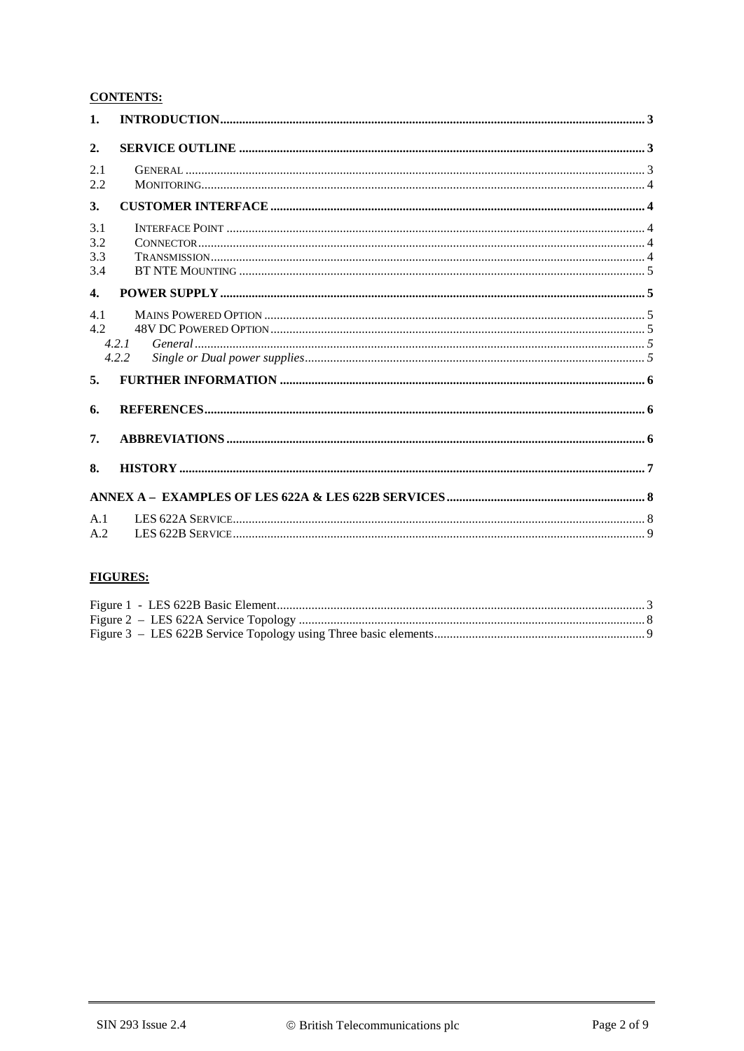**CONTENTS:**

**1. INTRODUCTION** ..... 3

**2. SERVICE OUTLINE** ..... 3

2.1 GENERAL ..... 3
2.2 MONITORING ..... 4

**3. CUSTOMER INTERFACE** ..... 4

3.1 INTERFACE POINT ..... 4
3.2 CONNECTOR ..... 4
3.3 TRANSMISSION ..... 4
3.4 BT NTE MOUNTING ..... 5

**4. POWER SUPPLY** ..... 5

4.1 MAINS POWERED OPTION ..... 5
4.2 48V DC POWERED OPTION ..... 5
*4.2.1 General* ..... 5
*4.2.2 Single or Dual power supplies* ..... 5

**5. FURTHER INFORMATION** ..... 6

**6. REFERENCES** ..... 6

**7. ABBREVIATIONS** ..... 6

**8. HISTORY** ..... 7

**ANNEX A – EXAMPLES OF LES 622A & LES 622B SERVICES** ..... 8

A.1 LES 622A SERVICE ..... 8
A.2 LES 622B SERVICE ..... 9

**FIGURES:**

Figure 1 - LES 622B Basic Element ..... 3
Figure 2 – LES 622A Service Topology ..... 8
Figure 3 – LES 622B Service Topology using Three basic elements ..... 9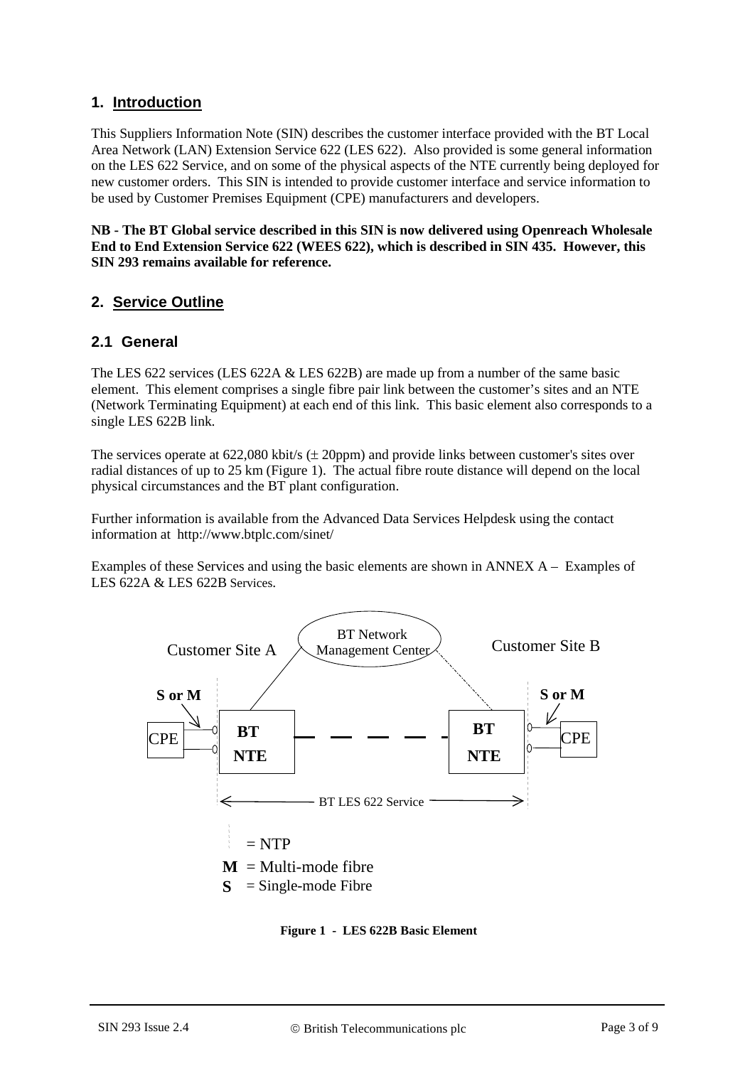## 1. Introduction

This Suppliers Information Note (SIN) describes the customer interface provided with the BT Local Area Network (LAN) Extension Service 622 (LES 622). Also provided is some general information on the LES 622 Service, and on some of the physical aspects of the NTE currently being deployed for new customer orders. This SIN is intended to provide customer interface and service information to be used by Customer Premises Equipment (CPE) manufacturers and developers.

**NB - The BT Global service described in this SIN is now delivered using Openreach Wholesale End to End Extension Service 622 (WEES 622), which is described in SIN 435. However, this SIN 293 remains available for reference.**

## 2. Service Outline

### 2.1 General

The LES 622 services (LES 622A & LES 622B) are made up from a number of the same basic element. This element comprises a single fibre pair link between the customer's sites and an NTE (Network Terminating Equipment) at each end of this link. This basic element also corresponds to a single LES 622B link.

The services operate at 622,080 kbit/s (± 20ppm) and provide links between customer's sites over radial distances of up to 25 km (Figure 1). The actual fibre route distance will depend on the local physical circumstances and the BT plant configuration.

Further information is available from the Advanced Data Services Helpdesk using the contact information at http://www.btplc.com/sinet/

Examples of these Services and using the basic elements are shown in ANNEX A – Examples of LES 622A & LES 622B Services.

Customer Site A | BT Network Management Center | Customer Site B

S or M | CPE | BT NTE | BT NTE | CPE | S or M

BT LES 622 Service

= NTP
**M** = Multi-mode fibre
**S** = Single-mode Fibre

**Figure 1 - LES 622B Basic Element**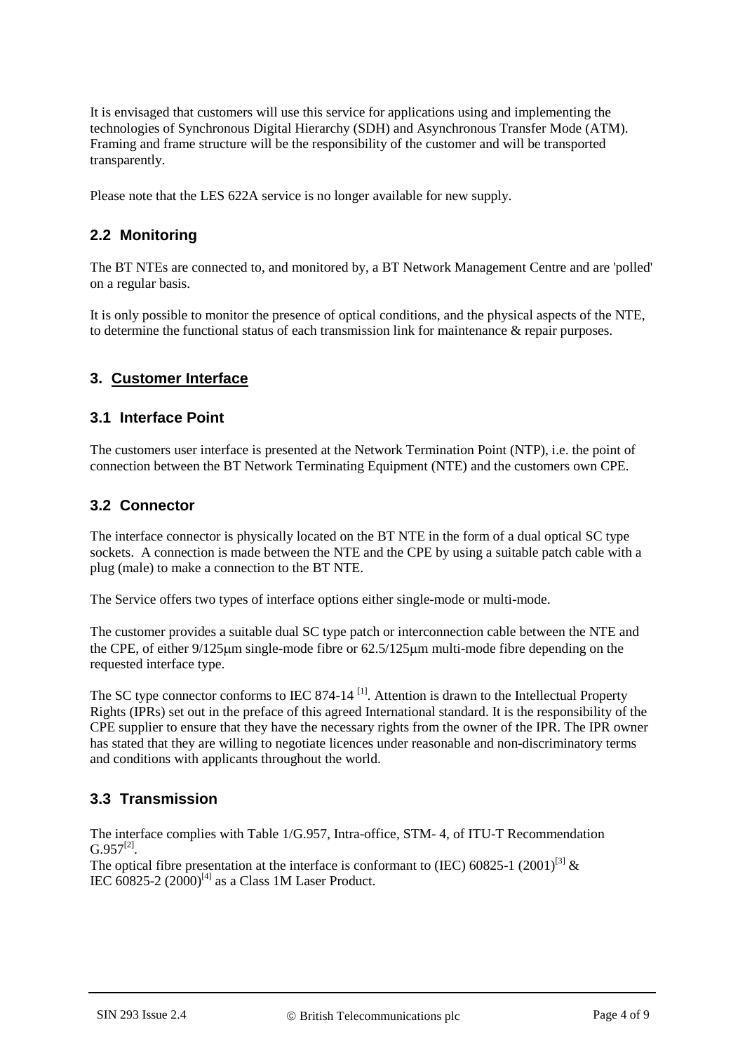It is envisaged that customers will use this service for applications using and implementing the technologies of Synchronous Digital Hierarchy (SDH) and Asynchronous Transfer Mode (ATM). Framing and frame structure will be the responsibility of the customer and will be transported transparently.

Please note that the LES 622A service is no longer available for new supply.

### 2.2 Monitoring

The BT NTEs are connected to, and monitored by, a BT Network Management Centre and are 'polled' on a regular basis.

It is only possible to monitor the presence of optical conditions, and the physical aspects of the NTE, to determine the functional status of each transmission link for maintenance & repair purposes.

## 3. Customer Interface

### 3.1 Interface Point

The customers user interface is presented at the Network Termination Point (NTP), i.e. the point of connection between the BT Network Terminating Equipment (NTE) and the customers own CPE.

### 3.2 Connector

The interface connector is physically located on the BT NTE in the form of a dual optical SC type sockets. A connection is made between the NTE and the CPE by using a suitable patch cable with a plug (male) to make a connection to the BT NTE.

The Service offers two types of interface options either single-mode or multi-mode.

The customer provides a suitable dual SC type patch or interconnection cable between the NTE and the CPE, of either 9/125μm single-mode fibre or 62.5/125μm multi-mode fibre depending on the requested interface type.

The SC type connector conforms to IEC 874-14 [1]. Attention is drawn to the Intellectual Property Rights (IPRs) set out in the preface of this agreed International standard. It is the responsibility of the CPE supplier to ensure that they have the necessary rights from the owner of the IPR. The IPR owner has stated that they are willing to negotiate licences under reasonable and non-discriminatory terms and conditions with applicants throughout the world.

### 3.3 Transmission

The interface complies with Table 1/G.957, Intra-office, STM- 4, of ITU-T Recommendation G.957[2].
The optical fibre presentation at the interface is conformant to (IEC) 60825-1 (2001)[3] & IEC 60825-2 (2000)[4] as a Class 1M Laser Product.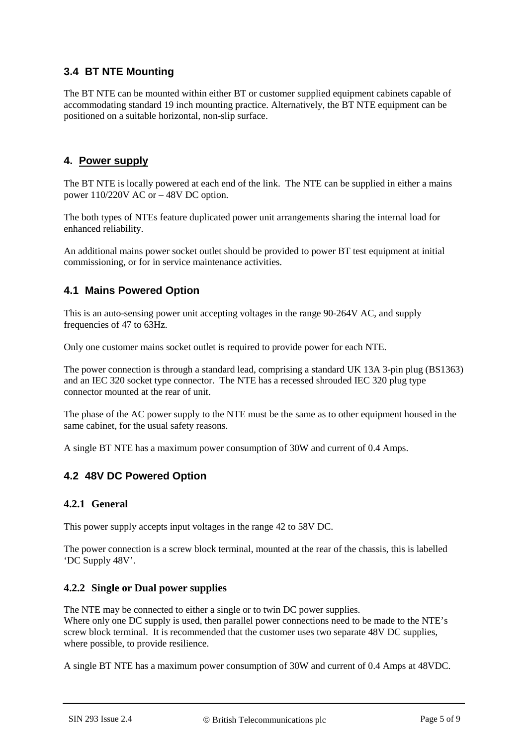### 3.4 BT NTE Mounting

The BT NTE can be mounted within either BT or customer supplied equipment cabinets capable of accommodating standard 19 inch mounting practice. Alternatively, the BT NTE equipment can be positioned on a suitable horizontal, non-slip surface.

## 4. Power supply

The BT NTE is locally powered at each end of the link. The NTE can be supplied in either a mains power 110/220V AC or – 48V DC option.

The both types of NTEs feature duplicated power unit arrangements sharing the internal load for enhanced reliability.

An additional mains power socket outlet should be provided to power BT test equipment at initial commissioning, or for in service maintenance activities.

### 4.1 Mains Powered Option

This is an auto-sensing power unit accepting voltages in the range 90-264V AC, and supply frequencies of 47 to 63Hz.

Only one customer mains socket outlet is required to provide power for each NTE.

The power connection is through a standard lead, comprising a standard UK 13A 3-pin plug (BS1363) and an IEC 320 socket type connector. The NTE has a recessed shrouded IEC 320 plug type connector mounted at the rear of unit.

The phase of the AC power supply to the NTE must be the same as to other equipment housed in the same cabinet, for the usual safety reasons.

A single BT NTE has a maximum power consumption of 30W and current of 0.4 Amps.

### 4.2 48V DC Powered Option

#### 4.2.1 General

This power supply accepts input voltages in the range 42 to 58V DC.

The power connection is a screw block terminal, mounted at the rear of the chassis, this is labelled 'DC Supply 48V'.

#### 4.2.2 Single or Dual power supplies

The NTE may be connected to either a single or to twin DC power supplies.
Where only one DC supply is used, then parallel power connections need to be made to the NTE's screw block terminal. It is recommended that the customer uses two separate 48V DC supplies, where possible, to provide resilience.

A single BT NTE has a maximum power consumption of 30W and current of 0.4 Amps at 48VDC.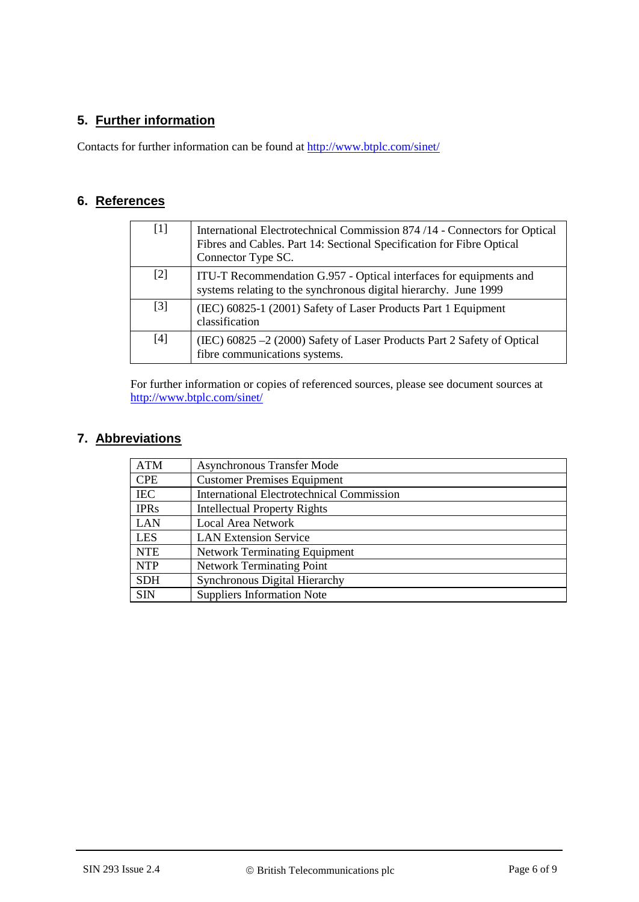## 5. Further information

Contacts for further information can be found at http://www.btplc.com/sinet/

## 6. References

| | |
|---|---|
| [1] | International Electrotechnical Commission 874 /14 - Connectors for Optical Fibres and Cables. Part 14: Sectional Specification for Fibre Optical Connector Type SC. |
| [2] | ITU-T Recommendation G.957 - Optical interfaces for equipments and systems relating to the synchronous digital hierarchy. June 1999 |
| [3] | (IEC) 60825-1 (2001) Safety of Laser Products Part 1 Equipment classification |
| [4] | (IEC) 60825 –2 (2000) Safety of Laser Products Part 2 Safety of Optical fibre communications systems. |

For further information or copies of referenced sources, please see document sources at http://www.btplc.com/sinet/

## 7. Abbreviations

| | |
|---|---|
| ATM | Asynchronous Transfer Mode |
| CPE | Customer Premises Equipment |
| IEC | International Electrotechnical Commission |
| IPRs | Intellectual Property Rights |
| LAN | Local Area Network |
| LES | LAN Extension Service |
| NTE | Network Terminating Equipment |
| NTP | Network Terminating Point |
| SDH | Synchronous Digital Hierarchy |
| SIN | Suppliers Information Note |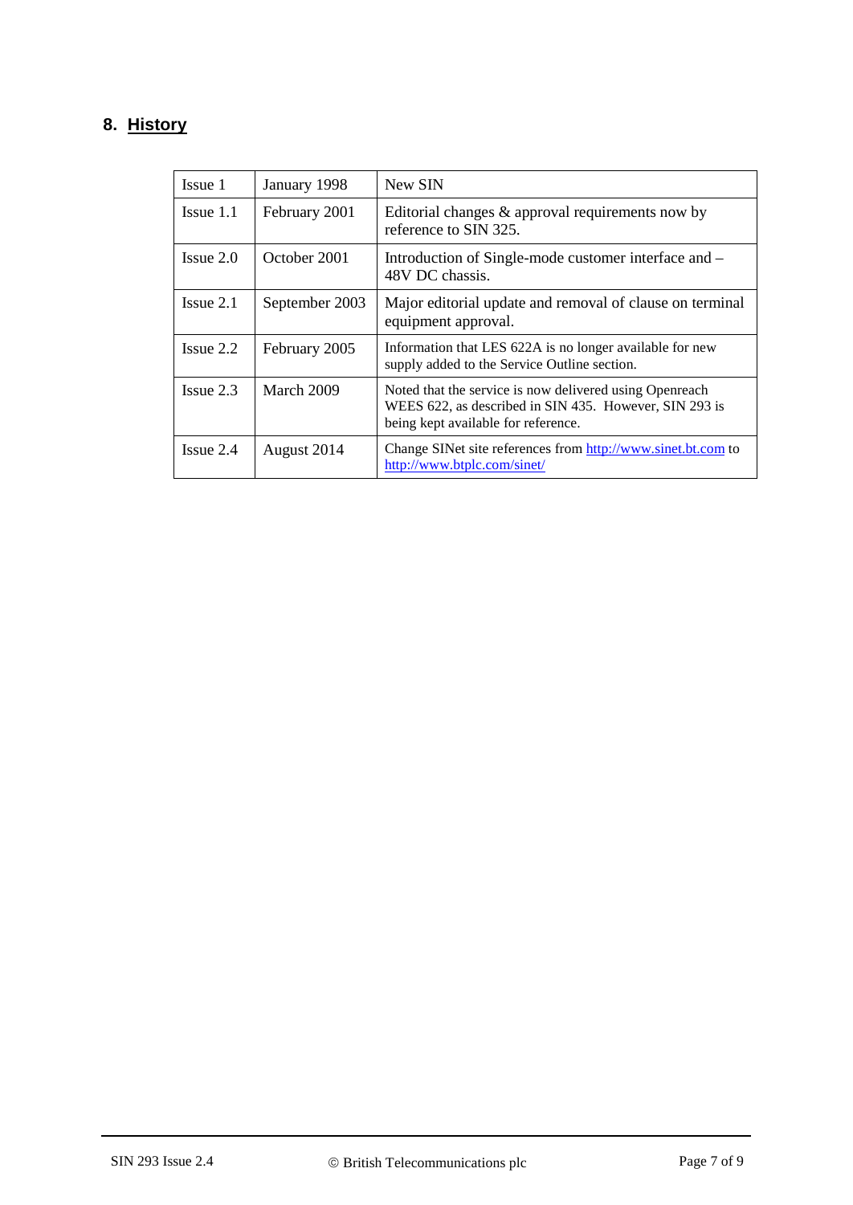## 8. History

| | | |
|---|---|---|
| Issue 1 | January 1998 | New SIN |
| Issue 1.1 | February 2001 | Editorial changes & approval requirements now by reference to SIN 325. |
| Issue 2.0 | October 2001 | Introduction of Single-mode customer interface and – 48V DC chassis. |
| Issue 2.1 | September 2003 | Major editorial update and removal of clause on terminal equipment approval. |
| Issue 2.2 | February 2005 | Information that LES 622A is no longer available for new supply added to the Service Outline section. |
| Issue 2.3 | March 2009 | Noted that the service is now delivered using Openreach WEES 622, as described in SIN 435. However, SIN 293 is being kept available for reference. |
| Issue 2.4 | August 2014 | Change SINet site references from http://www.sinet.bt.com to http://www.btplc.com/sinet/ |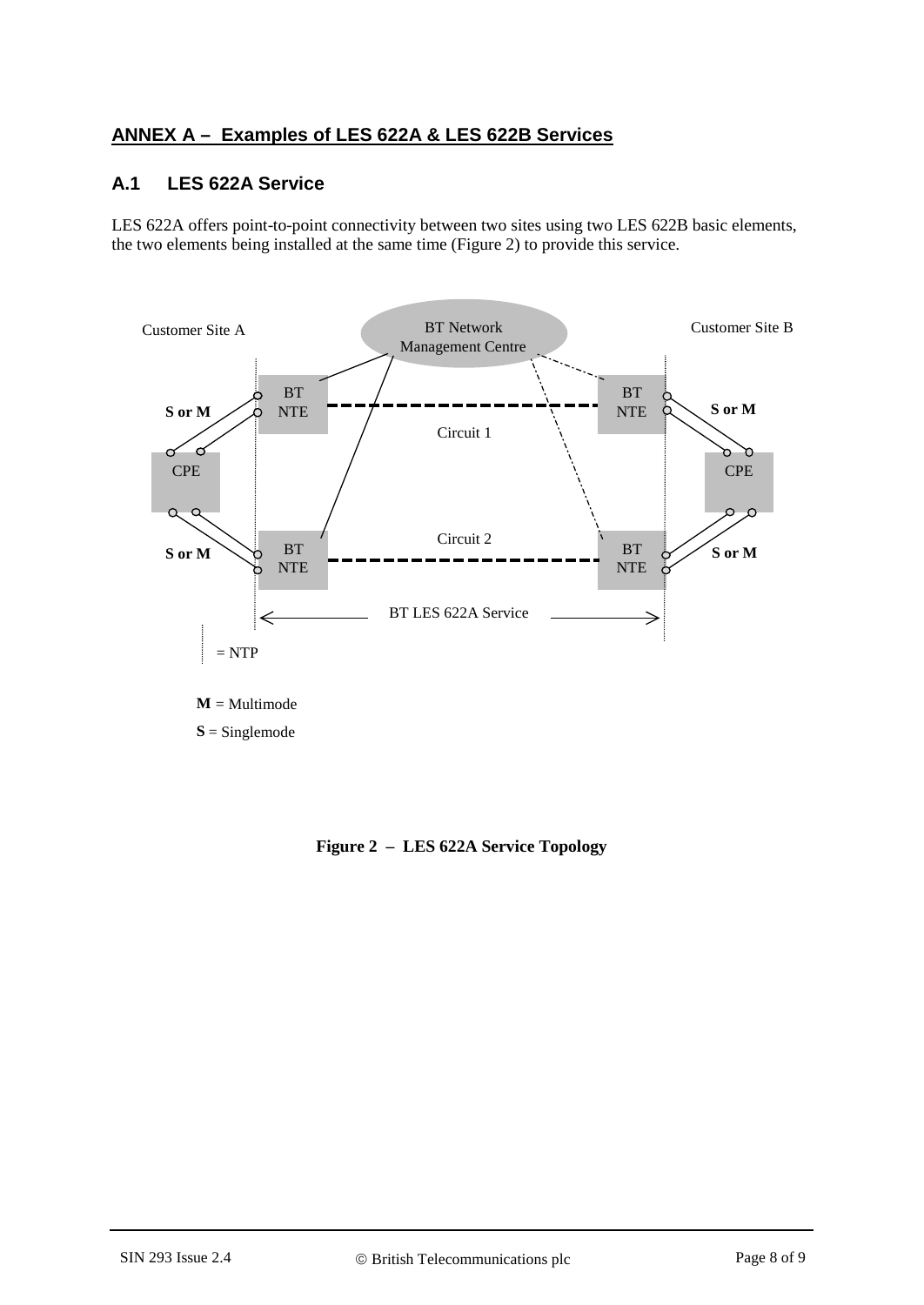## ANNEX A – Examples of LES 622A & LES 622B Services

### A.1 LES 622A Service

LES 622A offers point-to-point connectivity between two sites using two LES 622B basic elements, the two elements being installed at the same time (Figure 2) to provide this service.

Customer Site A

BT Network Management Centre

Customer Site B

BT NTE

S or M

Circuit 1

CPE

Circuit 2

BT LES 622A Service

= NTP

**M** = Multimode

**S** = Singlemode

**Figure 2 – LES 622A Service Topology**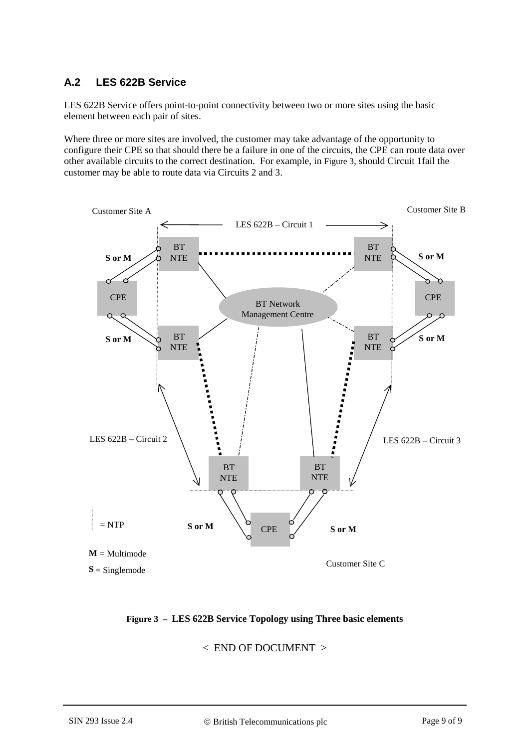## A.2 LES 622B Service

LES 622B Service offers point-to-point connectivity between two or more sites using the basic element between each pair of sites.

Where three or more sites are involved, the customer may take advantage of the opportunity to configure their CPE so that should there be a failure in one of the circuits, the CPE can route data over other available circuits to the correct destination. For example, in Figure 3, should Circuit 1fail the customer may be able to route data via Circuits 2 and 3.

Customer Site A

Customer Site B

LES 622B – Circuit 1

BT NTE

S or M

CPE

BT Network Management Centre

LES 622B – Circuit 2

LES 622B – Circuit 3

= NTP

**M** = Multimode

**S** = Singlemode

Customer Site C

**Figure 3 – LES 622B Service Topology using Three basic elements**

< END OF DOCUMENT >